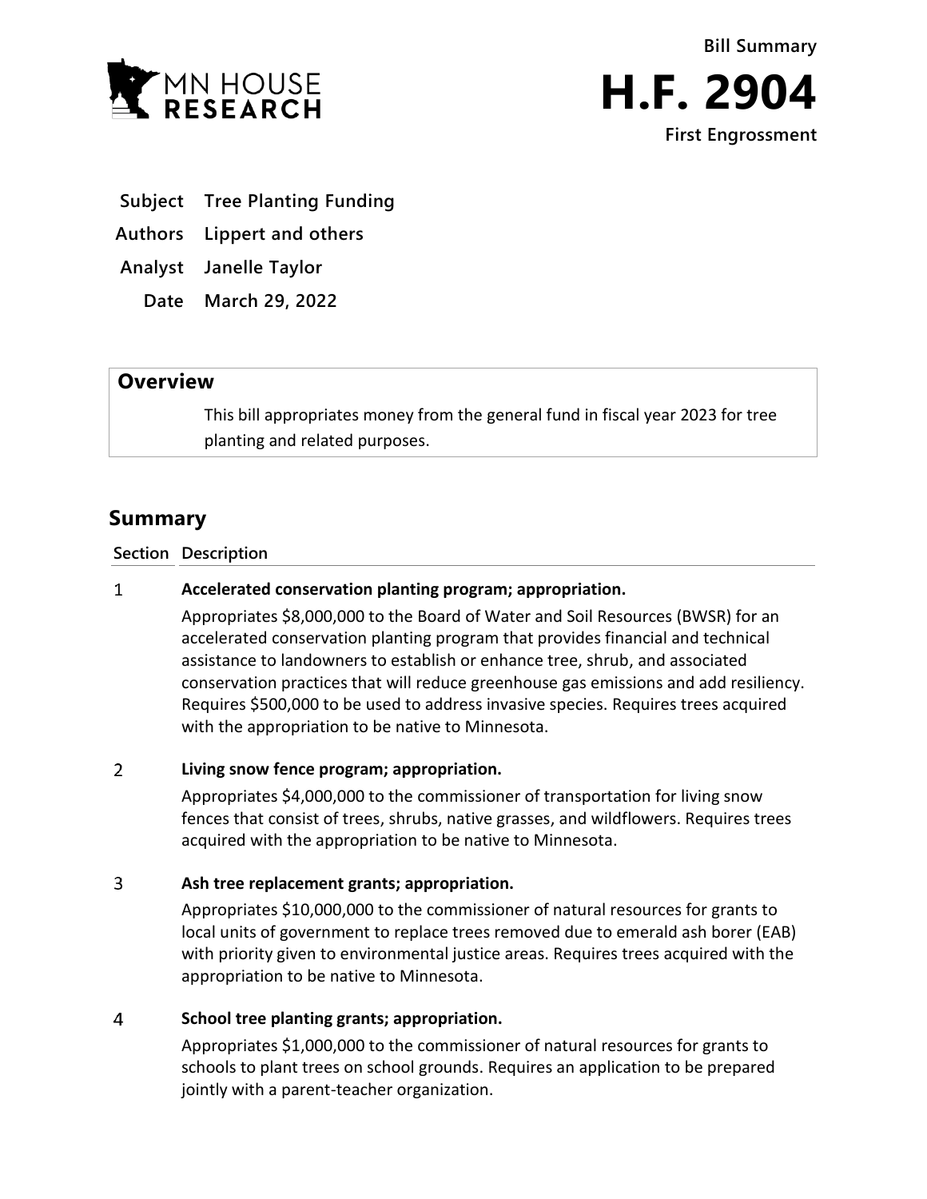MN HOUSE RESEARCH

Bill Summary

# H.F. 2904

First Engrossment

**Subject** Tree Planting Funding

**Authors** Lippert and others

**Analyst** Janelle Taylor

**Date** March 29, 2022

## Overview

This bill appropriates money from the general fund in fiscal year 2023 for tree planting and related purposes.

## Summary

| Section | Description |
|---|---|
| 1 | **Accelerated conservation planting program; appropriation.** Appropriates $8,000,000 to the Board of Water and Soil Resources (BWSR) for an accelerated conservation planting program that provides financial and technical assistance to landowners to establish or enhance tree, shrub, and associated conservation practices that will reduce greenhouse gas emissions and add resiliency. Requires $500,000 to be used to address invasive species. Requires trees acquired with the appropriation to be native to Minnesota. |
| 2 | **Living snow fence program; appropriation.** Appropriates $4,000,000 to the commissioner of transportation for living snow fences that consist of trees, shrubs, native grasses, and wildflowers. Requires trees acquired with the appropriation to be native to Minnesota. |
| 3 | **Ash tree replacement grants; appropriation.** Appropriates $10,000,000 to the commissioner of natural resources for grants to local units of government to replace trees removed due to emerald ash borer (EAB) with priority given to environmental justice areas. Requires trees acquired with the appropriation to be native to Minnesota. |
| 4 | **School tree planting grants; appropriation.** Appropriates $1,000,000 to the commissioner of natural resources for grants to schools to plant trees on school grounds. Requires an application to be prepared jointly with a parent-teacher organization. |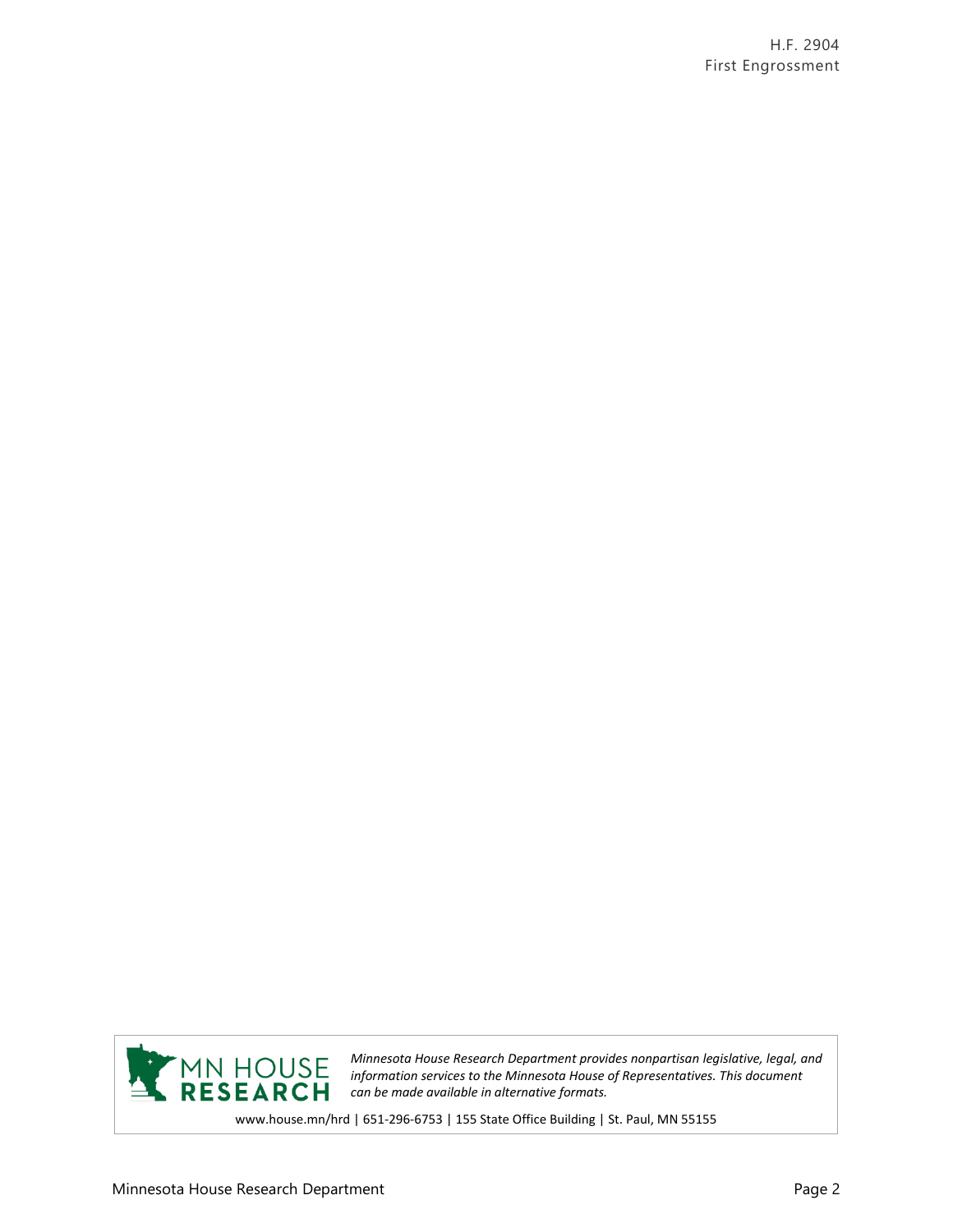MN HOUSE RESEARCH

*Minnesota House Research Department provides nonpartisan legislative, legal, and information services to the Minnesota House of Representatives. This document can be made available in alternative formats.*

www.house.mn/hrd | 651-296-6753 | 155 State Office Building | St. Paul, MN 55155